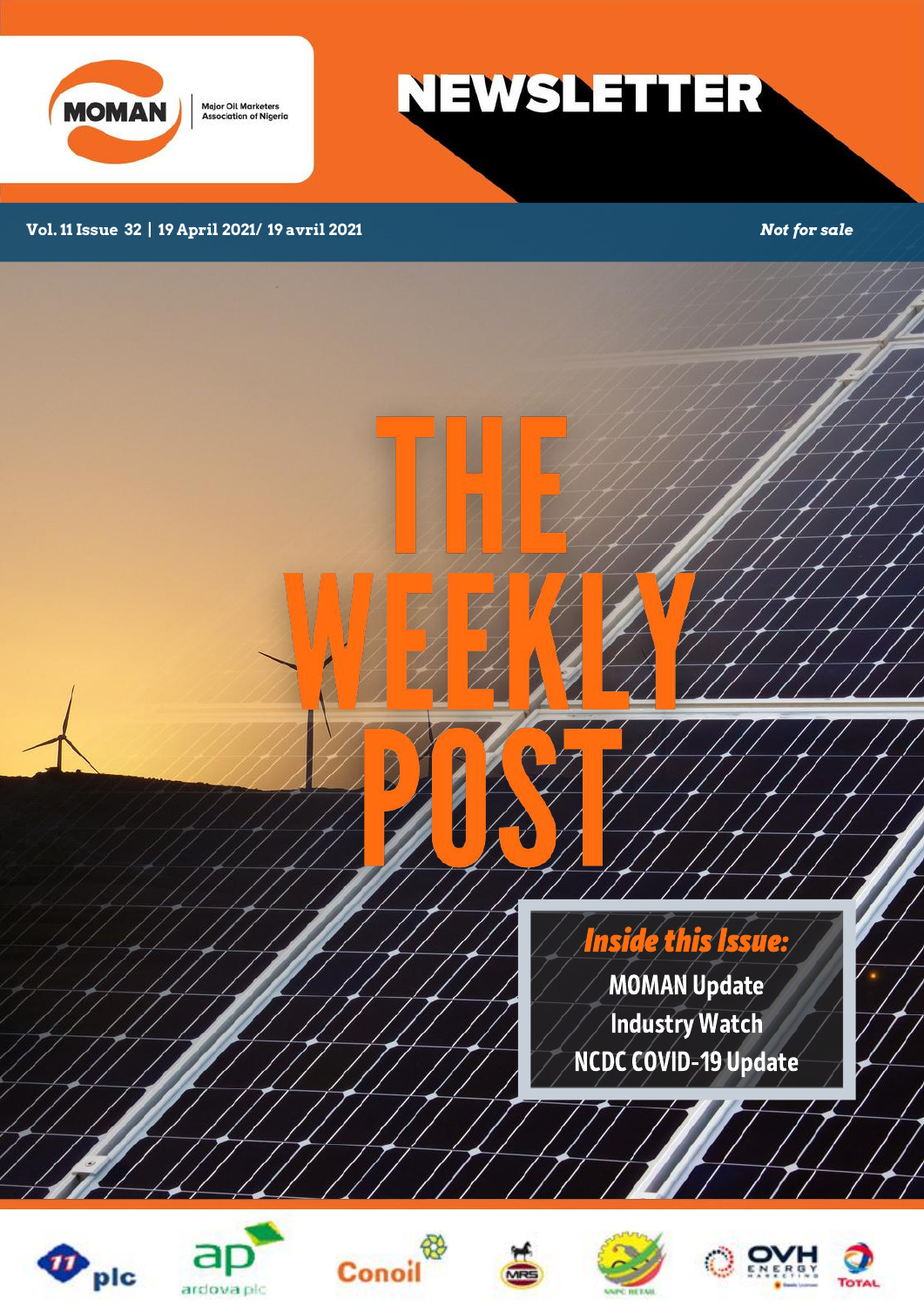MOMAN Major Oil Marketers Association of Nigeria

# NEWSLETTER

Vol. 11 Issue 32 | 19 April 2021/ 19 avril 2021

*Not for sale*

# THE WEEKLY POST

***Inside this Issue:***

MOMAN Update

Industry Watch

NCDC COVID-19 Update

11 plc · ap ardova plc · Conoil · MRS · NNPC Retail · OVH Energy Marketing · Total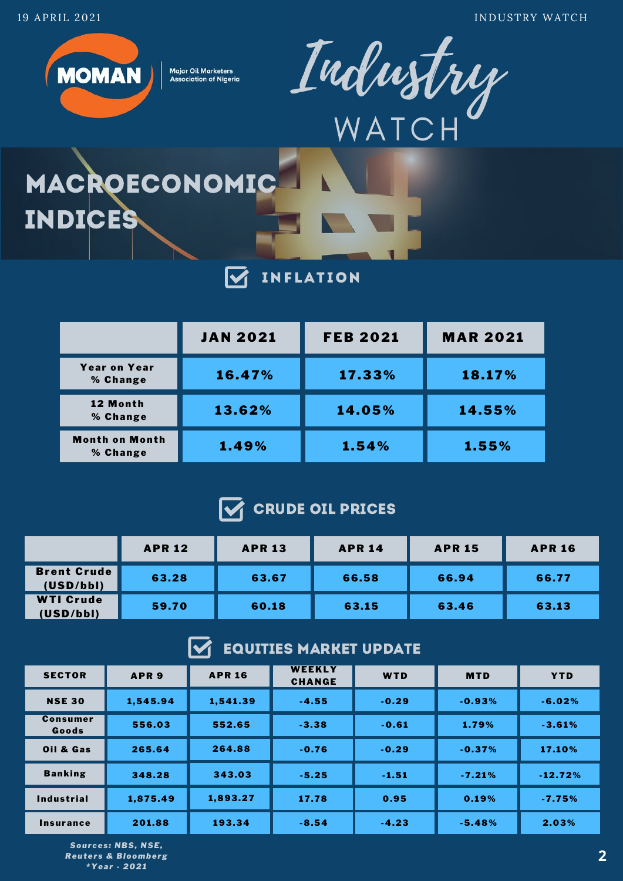# MACROECONOMIC INDICES

## INFLATION

| | JAN 2021 | FEB 2021 | MAR 2021 |
|---|---|---|---|
| Year on Year % Change | 16.47% | 17.33% | 18.17% |
| 12 Month % Change | 13.62% | 14.05% | 14.55% |
| Month on Month % Change | 1.49% | 1.54% | 1.55% |

## CRUDE OIL PRICES

| | APR 12 | APR 13 | APR 14 | APR 15 | APR 16 |
|---|---|---|---|---|---|
| Brent Crude (USD/bbl) | 63.28 | 63.67 | 66.58 | 66.94 | 66.77 |
| WTI Crude (USD/bbl) | 59.70 | 60.18 | 63.15 | 63.46 | 63.13 |

## EQUITIES MARKET UPDATE

| SECTOR | APR 9 | APR 16 | WEEKLY CHANGE | WTD | MTD | YTD |
|---|---|---|---|---|---|---|
| NSE 30 | 1,545.94 | 1,541.39 | -4.55 | -0.29 | -0.93% | -6.02% |
| Consumer Goods | 556.03 | 552.65 | -3.38 | -0.61 | 1.79% | -3.61% |
| Oil & Gas | 265.64 | 264.88 | -0.76 | -0.29 | -0.37% | 17.10% |
| Banking | 348.28 | 343.03 | -5.25 | -1.51 | -7.21% | -12.72% |
| Industrial | 1,875.49 | 1,893.27 | 17.78 | 0.95 | 0.19% | -7.75% |
| Insurance | 201.88 | 193.34 | -8.54 | -4.23 | -5.48% | 2.03% |

*Sources: NBS, NSE, Reuters & Bloomberg*
*Year - 2021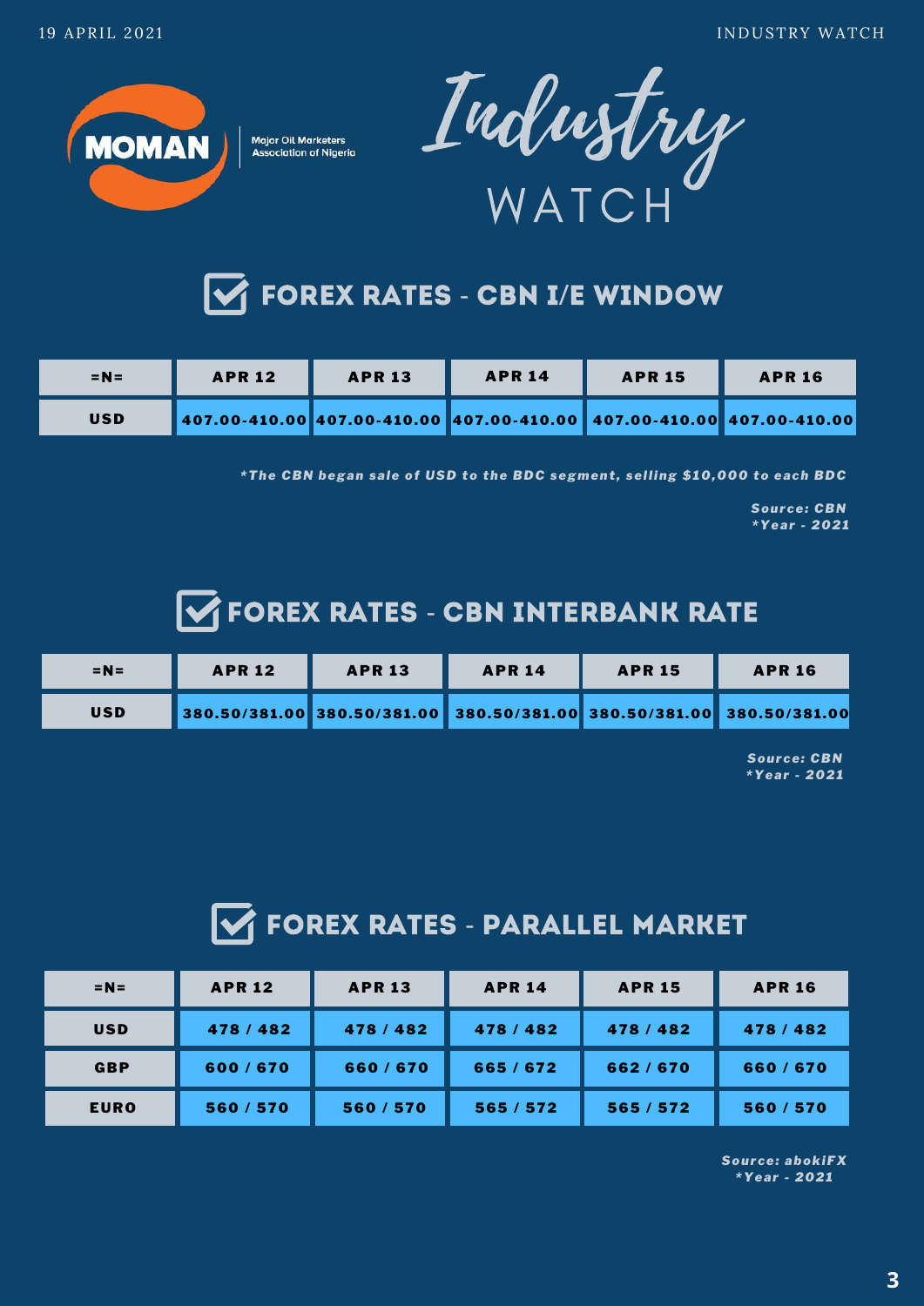MOMAN Major Oil Marketers Association of Nigeria

# Industry WATCH

## FOREX RATES - CBN I/E WINDOW

| =N= | APR 12 | APR 13 | APR 14 | APR 15 | APR 16 |
|---|---|---|---|---|---|
| USD | 407.00-410.00 | 407.00-410.00 | 407.00-410.00 | 407.00-410.00 | 407.00-410.00 |

*\*The CBN began sale of USD to the BDC segment, selling $10,000 to each BDC*

*Source: CBN*
*\*Year - 2021*

## FOREX RATES - CBN INTERBANK RATE

| =N= | APR 12 | APR 13 | APR 14 | APR 15 | APR 16 |
|---|---|---|---|---|---|
| USD | 380.50/381.00 | 380.50/381.00 | 380.50/381.00 | 380.50/381.00 | 380.50/381.00 |

*Source: CBN*
*\*Year - 2021*

## FOREX RATES - PARALLEL MARKET

| =N= | APR 12 | APR 13 | APR 14 | APR 15 | APR 16 |
|---|---|---|---|---|---|
| USD | 478 / 482 | 478 / 482 | 478 / 482 | 478 / 482 | 478 / 482 |
| GBP | 600 / 670 | 660 / 670 | 665 / 672 | 662 / 670 | 660 / 670 |
| EURO | 560 / 570 | 560 / 570 | 565 / 572 | 565 / 572 | 560 / 570 |

*Source: abokiFX*
*\*Year - 2021*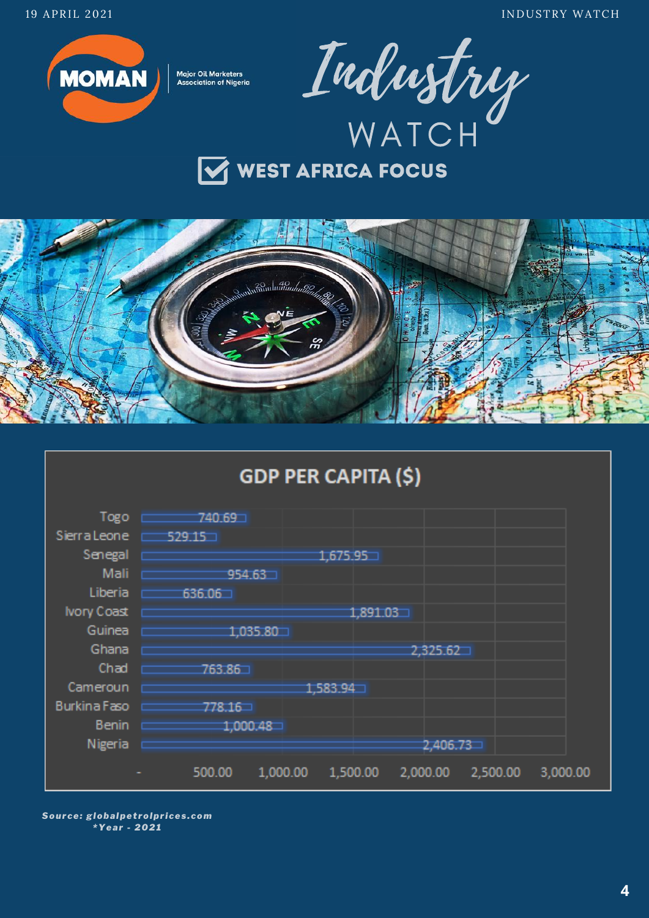# Industry WATCH

## WEST AFRICA FOCUS

### GDP PER CAPITA ($)

| Country | GDP per capita ($) |
|---|---|
| Togo | 740.69 |
| Sierra Leone | 529.15 |
| Senegal | 1,675.95 |
| Mali | 954.63 |
| Liberia | 636.06 |
| Ivory Coast | 1,891.03 |
| Guinea | 1,035.80 |
| Ghana | 2,325.62 |
| Chad | 763.86 |
| Cameroun | 1,583.94 |
| Burkina Faso | 778.16 |
| Benin | 1,000.48 |
| Nigeria | 2,406.73 |

***Source: globalpetrolprices.com***
****Year - 2021***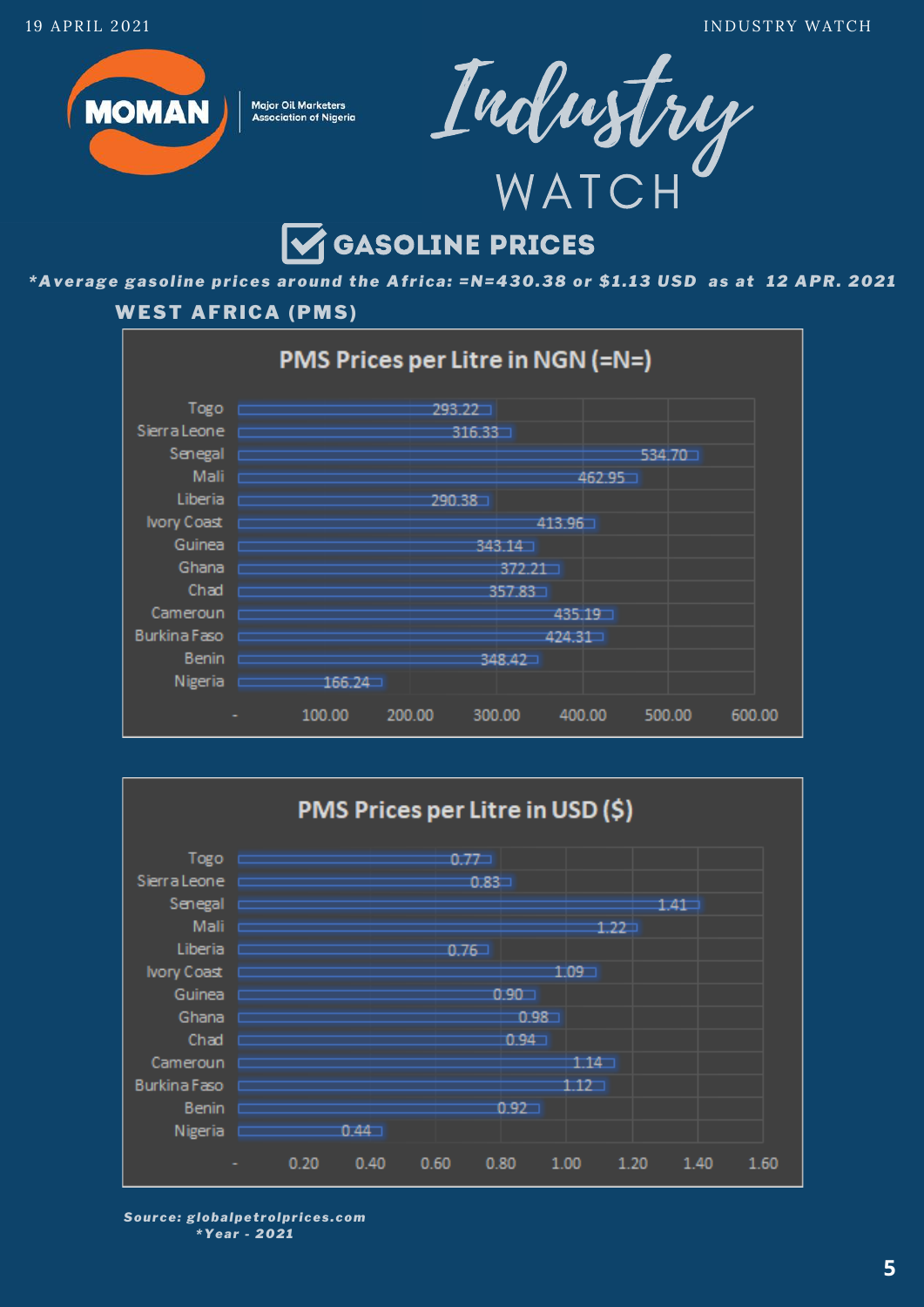## GASOLINE PRICES

***Average gasoline prices around the Africa: =N=430.38 or $1.13 USD as at 12 APR. 2021***

### WEST AFRICA (PMS)

**PMS Prices per Litre in NGN (=N=)**

| Country | Price (=N=) |
|---|---|
| Togo | 293.22 |
| Sierra Leone | 316.33 |
| Senegal | 534.70 |
| Mali | 462.95 |
| Liberia | 290.38 |
| Ivory Coast | 413.96 |
| Guinea | 343.14 |
| Ghana | 372.21 |
| Chad | 357.83 |
| Cameroun | 435.19 |
| Burkina Faso | 424.31 |
| Benin | 348.42 |
| Nigeria | 166.24 |

**PMS Prices per Litre in USD ($)**

| Country | Price ($) |
|---|---|
| Togo | 0.77 |
| Sierra Leone | 0.83 |
| Senegal | 1.41 |
| Mali | 1.22 |
| Liberia | 0.76 |
| Ivory Coast | 1.09 |
| Guinea | 0.90 |
| Ghana | 0.98 |
| Chad | 0.94 |
| Cameroun | 1.14 |
| Burkina Faso | 1.12 |
| Benin | 0.92 |
| Nigeria | 0.44 |

***Source: globalpetrolprices.com***
****Year - 2021***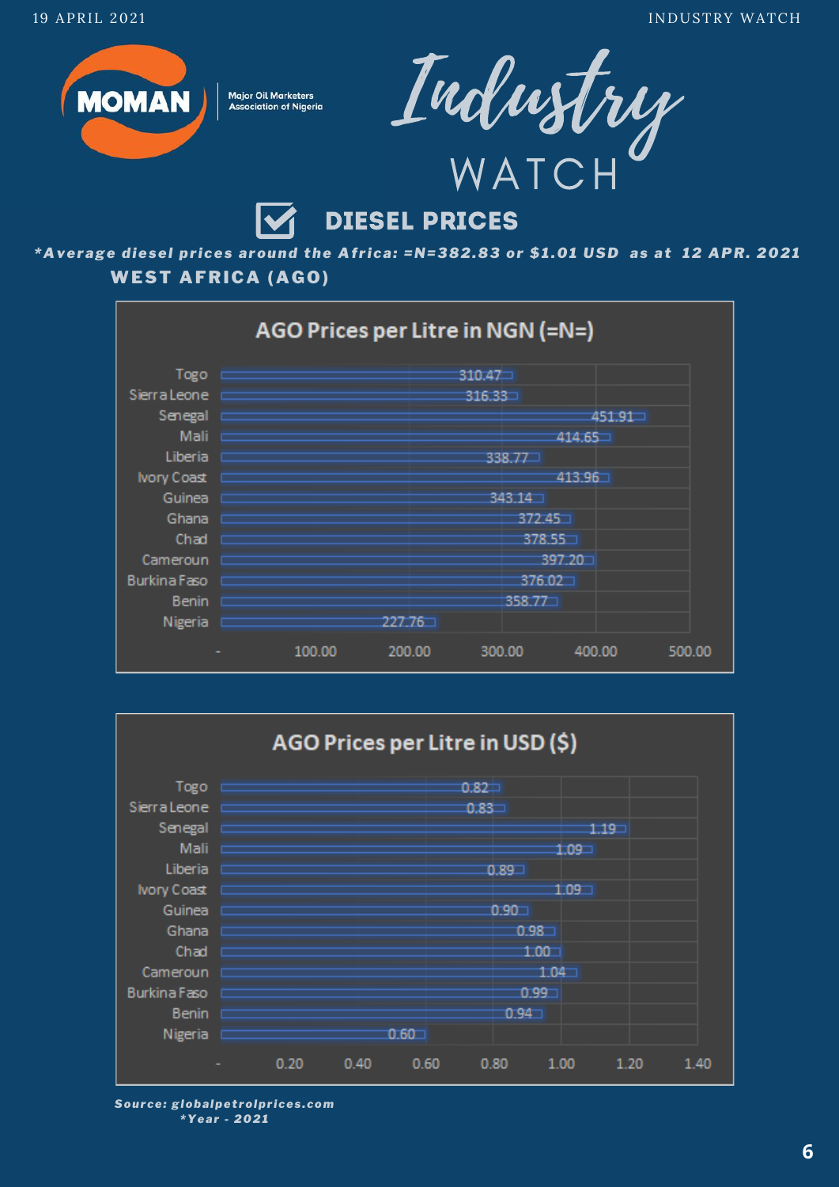# Industry WATCH

## DIESEL PRICES

***Average diesel prices around the Africa: =N=382.83 or $1.01 USD as at 12 APR. 2021***

### WEST AFRICA (AGO)

**AGO Prices per Litre in NGN (=N=)**

| Country | Price (=N=) |
|---|---|
| Togo | 310.47 |
| Sierra Leone | 316.33 |
| Senegal | 451.91 |
| Mali | 414.65 |
| Liberia | 338.77 |
| Ivory Coast | 413.96 |
| Guinea | 343.14 |
| Ghana | 372.45 |
| Chad | 378.55 |
| Cameroun | 397.20 |
| Burkina Faso | 376.02 |
| Benin | 358.77 |
| Nigeria | 227.76 |

**AGO Prices per Litre in USD ($)**

| Country | Price ($) |
|---|---|
| Togo | 0.82 |
| Sierra Leone | 0.83 |
| Senegal | 1.19 |
| Mali | 1.09 |
| Liberia | 0.89 |
| Ivory Coast | 1.09 |
| Guinea | 0.90 |
| Ghana | 0.98 |
| Chad | 1.00 |
| Cameroun | 1.04 |
| Burkina Faso | 0.99 |
| Benin | 0.94 |
| Nigeria | 0.60 |

***Source: globalpetrolprices.com***
****Year - 2021***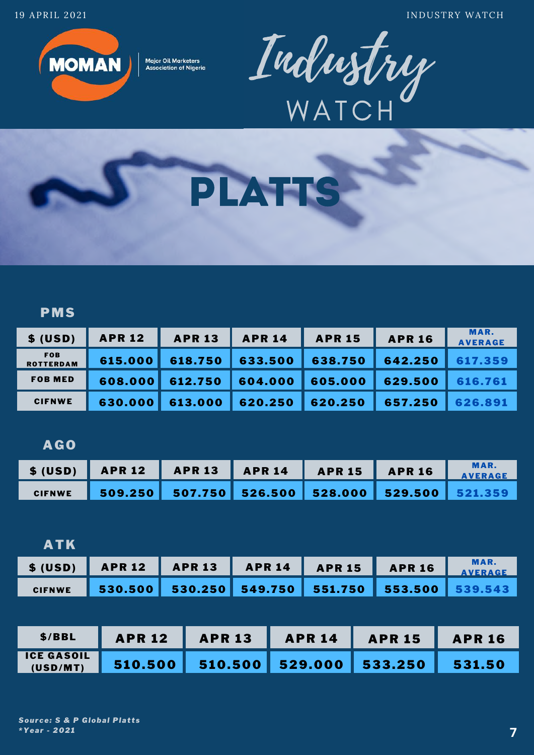# Industry WATCH

# PLATTS

## PMS

| $ (USD) | APR 12 | APR 13 | APR 14 | APR 15 | APR 16 | MAR. AVERAGE |
|---|---|---|---|---|---|---|
| FOB ROTTERDAM | 615.000 | 618.750 | 633.500 | 638.750 | 642.250 | 617.359 |
| FOB MED | 608.000 | 612.750 | 604.000 | 605.000 | 629.500 | 616.761 |
| CIFNWE | 630.000 | 613.000 | 620.250 | 620.250 | 657.250 | 626.891 |

## AGO

| $ (USD) | APR 12 | APR 13 | APR 14 | APR 15 | APR 16 | MAR. AVERAGE |
|---|---|---|---|---|---|---|
| CIFNWE | 509.250 | 507.750 | 526.500 | 528.000 | 529.500 | 521.359 |

## ATK

| $ (USD) | APR 12 | APR 13 | APR 14 | APR 15 | APR 16 | MAR. AVERAGE |
|---|---|---|---|---|---|---|
| CIFNWE | 530.500 | 530.250 | 549.750 | 551.750 | 553.500 | 539.543 |

| $/BBL | APR 12 | APR 13 | APR 14 | APR 15 | APR 16 |
|---|---|---|---|---|---|
| ICE GASOIL (USD/MT) | 510.500 | 510.500 | 529.000 | 533.250 | 531.50 |

***Source: S & P Global Platts***
****Year - 2021***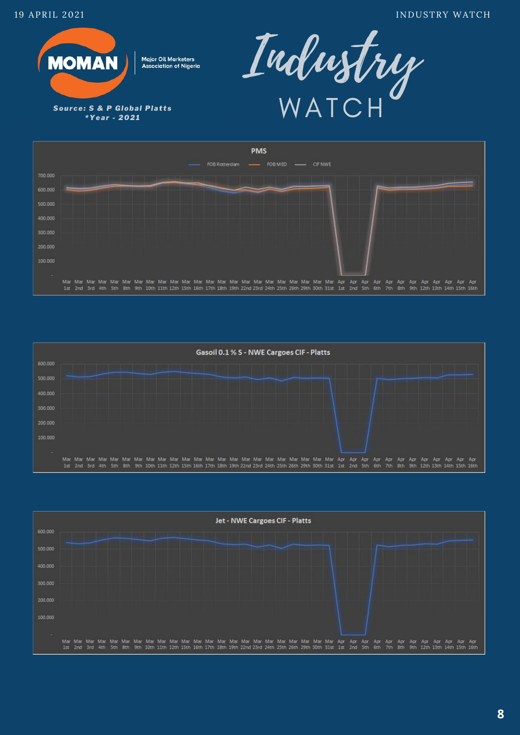MOMAN — Major Oil Marketers Association of Nigeria

*Source: S & P Global Platts*
*\*Year - 2021*

# Industry WATCH

## PMS

FOB Rotterdam — FOB MED — CIF NWE

700.000
600.000
500.000
400.000
300.000
200.000
100.000
-

Mar 1st, Mar 2nd, Mar 3rd, Mar 4th, Mar 5th, Mar 8th, Mar 9th, Mar 10th, Mar 11th, Mar 12th, Mar 15th, Mar 16th, Mar 17th, Mar 18th, Mar 19th, Mar 22nd, Mar 23rd, Mar 24th, Mar 25th, Mar 26th, Mar 29th, Mar 30th, Mar 31st, Apr 1st, Apr 2nd, Apr 5th, Apr 6th, Apr 7th, Apr 8th, Apr 9th, Apr 12th, Apr 13th, Apr 14th, Apr 15th, Apr 16th

## Gasoil 0.1 % S - NWE Cargoes CIF - Platts

600.000
500.000
400.000
300.000
200.000
100.000
-

Mar 1st, Mar 2nd, Mar 3rd, Mar 4th, Mar 5th, Mar 8th, Mar 9th, Mar 10th, Mar 11th, Mar 12th, Mar 15th, Mar 16th, Mar 17th, Mar 18th, Mar 19th, Mar 22nd, Mar 23rd, Mar 24th, Mar 25th, Mar 26th, Mar 29th, Mar 30th, Mar 31st, Apr 1st, Apr 2nd, Apr 5th, Apr 6th, Apr 7th, Apr 8th, Apr 9th, Apr 12th, Apr 13th, Apr 14th, Apr 15th, Apr 16th

## Jet - NWE Cargoes CIF - Platts

600.000
500.000
400.000
300.000
200.000
100.000
-

Mar 1st, Mar 2nd, Mar 3rd, Mar 4th, Mar 5th, Mar 8th, Mar 9th, Mar 10th, Mar 11th, Mar 12th, Mar 15th, Mar 16th, Mar 17th, Mar 18th, Mar 19th, Mar 22nd, Mar 23rd, Mar 24th, Mar 25th, Mar 26th, Mar 29th, Mar 30th, Mar 31st, Apr 1st, Apr 2nd, Apr 5th, Apr 6th, Apr 7th, Apr 8th, Apr 9th, Apr 12th, Apr 13th, Apr 14th, Apr 15th, Apr 16th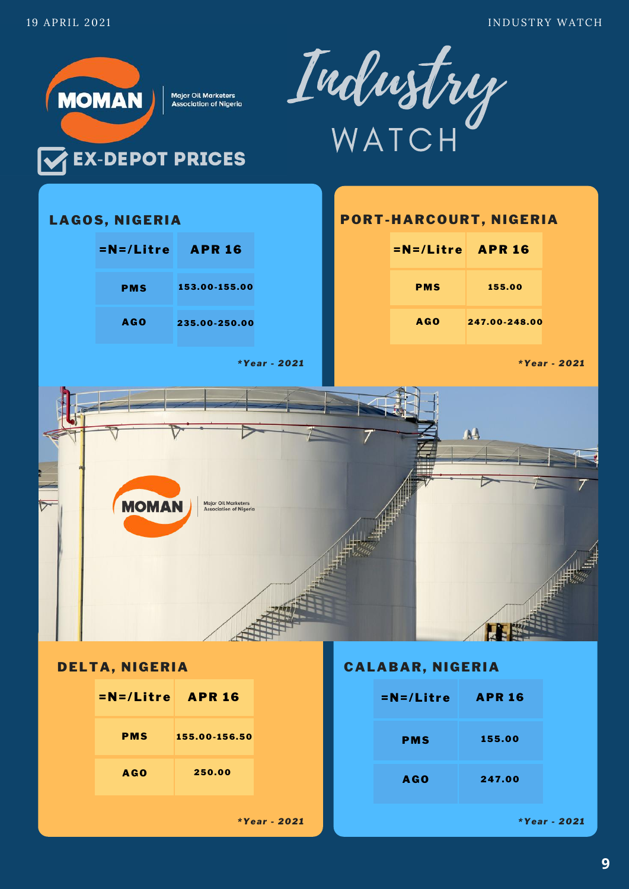# Industry WATCH

## MOMAN – Major Oil Marketers Association of Nigeria

## EX-DEPOT PRICES

### LAGOS, NIGERIA

| =N=/Litre | APR 16 |
|---|---|
| PMS | 153.00-155.00 |
| AGO | 235.00-250.00 |

*Year - 2021

### PORT-HARCOURT, NIGERIA

| =N=/Litre | APR 16 |
|---|---|
| PMS | 155.00 |
| AGO | 247.00-248.00 |

*Year - 2021

### DELTA, NIGERIA

| =N=/Litre | APR 16 |
|---|---|
| PMS | 155.00-156.50 |
| AGO | 250.00 |

*Year - 2021

### CALABAR, NIGERIA

| =N=/Litre | APR 16 |
|---|---|
| PMS | 155.00 |
| AGO | 247.00 |

*Year - 2021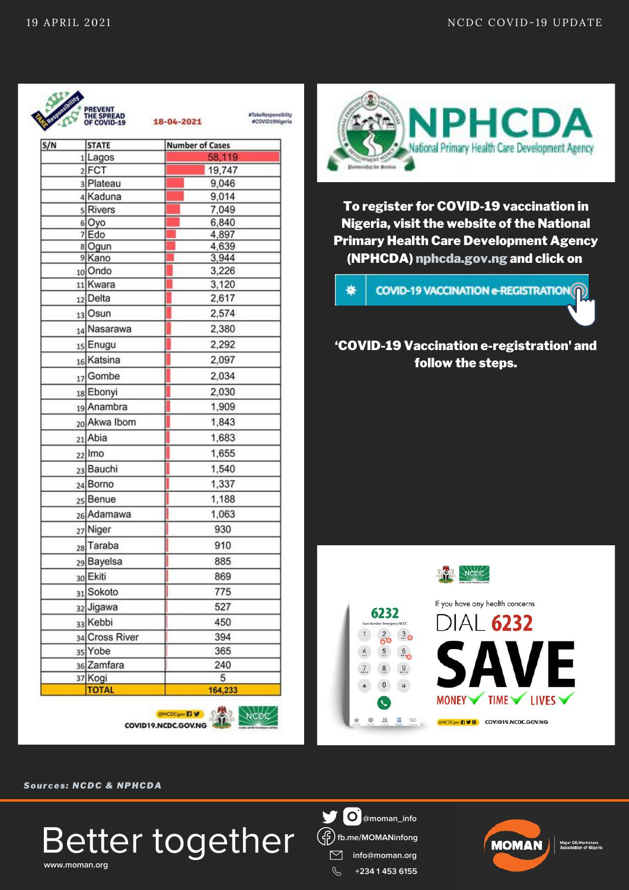PREVENT THE SPREAD OF COVID-19 — TAKE Responsibility

18-04-2021

#TakeResponsibilty #COVID19Nigeria

| S/N | STATE | Number of Cases |
|---|---|---|
| 1 | Lagos | 58,119 |
| 2 | FCT | 19,747 |
| 3 | Plateau | 9,046 |
| 4 | Kaduna | 9,014 |
| 5 | Rivers | 7,049 |
| 6 | Oyo | 6,840 |
| 7 | Edo | 4,897 |
| 8 | Ogun | 4,639 |
| 9 | Kano | 3,944 |
| 10 | Ondo | 3,226 |
| 11 | Kwara | 3,120 |
| 12 | Delta | 2,617 |
| 13 | Osun | 2,574 |
| 14 | Nasarawa | 2,380 |
| 15 | Enugu | 2,292 |
| 16 | Katsina | 2,097 |
| 17 | Gombe | 2,034 |
| 18 | Ebonyi | 2,030 |
| 19 | Anambra | 1,909 |
| 20 | Akwa Ibom | 1,843 |
| 21 | Abia | 1,683 |
| 22 | Imo | 1,655 |
| 23 | Bauchi | 1,540 |
| 24 | Borno | 1,337 |
| 25 | Benue | 1,188 |
| 26 | Adamawa | 1,063 |
| 27 | Niger | 930 |
| 28 | Taraba | 910 |
| 29 | Bayelsa | 885 |
| 30 | Ekiti | 869 |
| 31 | Sokoto | 775 |
| 32 | Jigawa | 527 |
| 33 | Kebbi | 450 |
| 34 | Cross River | 394 |
| 35 | Yobe | 365 |
| 36 | Zamfara | 240 |
| 37 | Kogi | 5 |
| | TOTAL | 164,233 |

@NCDCgov COVID19.NCDC.GOV.NG

NPHCDA National Primary Health Care Development Agency

**To register for COVID-19 vaccination in Nigeria, visit the website of the National Primary Health Care Development Agency (NPHCDA) nphcda.gov.ng and click on**

COVID-19 VACCINATION e-REGISTRATION

**'COVID-19 Vaccination e-registration' and follow the steps.**

If you have any health concerns

DIAL 6232

SAVE

MONEY ✓ TIME ✓ LIVES ✓

@NCDCgov COVID19.NCDC.GOV.NG

***Sources: NCDC & NPHCDA***

Better together

www.moman.org

@moman_info

fb.me/MOMANinfong

info@moman.org

+234 1 453 6155

MOMAN Major Oil Marketers Association of Nigeria